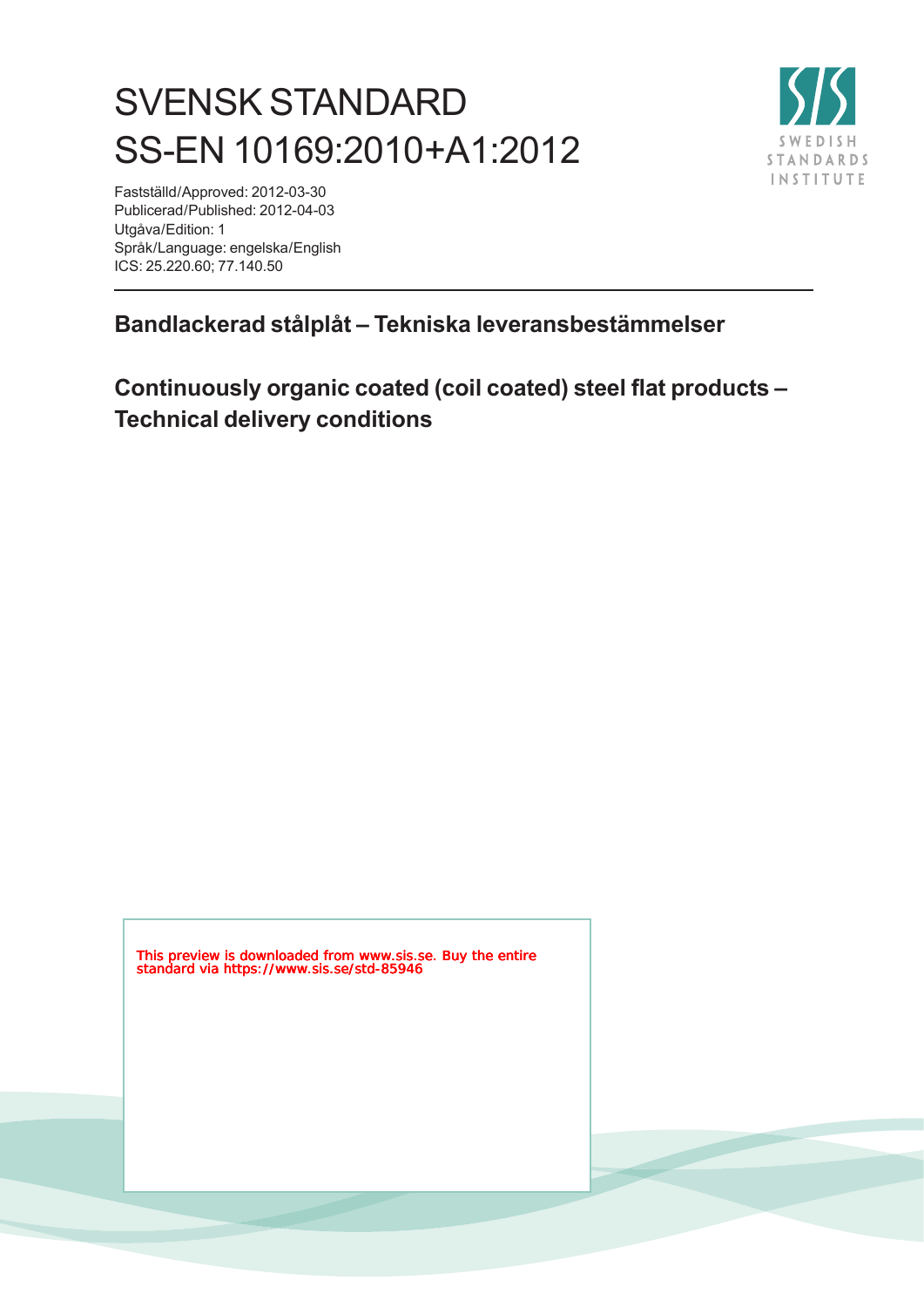# SVENSK STANDARD SS-EN 10169:2010+A1:2012

Fastställd/Approved: 2012-03-30
Publicerad/Published: 2012-04-03
Utgåva/Edition: 1
Språk/Language: engelska/English
ICS: 25.220.60; 77.140.50

## Bandlackerad stålplåt – Tekniska leveransbestämmelser

## Continuously organic coated (coil coated) steel flat products – Technical delivery conditions

This preview is downloaded from www.sis.se. Buy the entire standard via https://www.sis.se/std-85946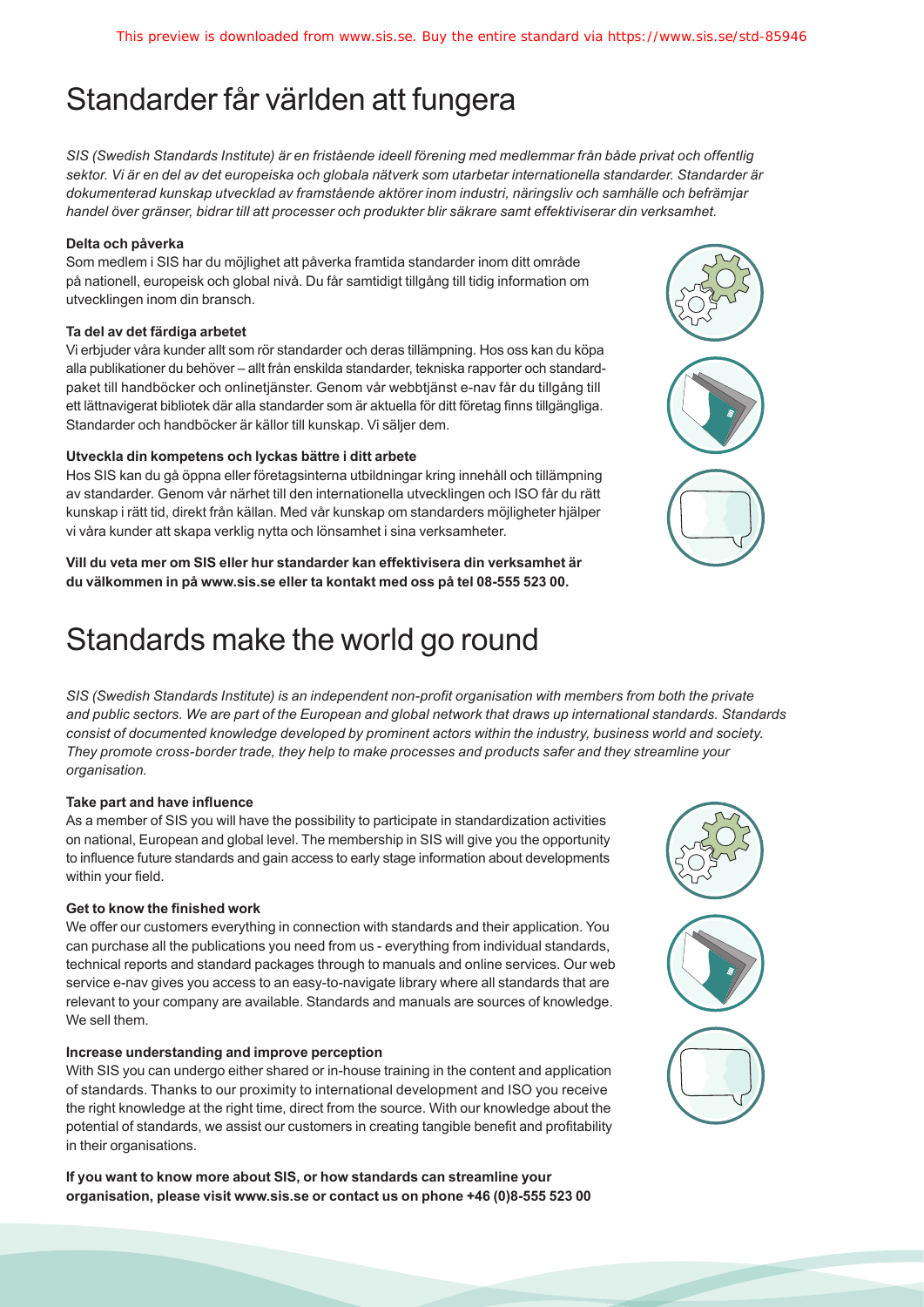# Standarder får världen att fungera

*SIS (Swedish Standards Institute) är en fristående ideell förening med medlemmar från både privat och offentlig sektor. Vi är en del av det europeiska och globala nätverk som utarbetar internationella standarder. Standarder är dokumenterad kunskap utvecklad av framstående aktörer inom industri, näringsliv och samhälle och befrämjar handel över gränser, bidrar till att processer och produkter blir säkrare samt effektiviserar din verksamhet.*

**Delta och påverka**

Som medlem i SIS har du möjlighet att påverka framtida standarder inom ditt område på nationell, europeisk och global nivå. Du får samtidigt tillgång till tidig information om utvecklingen inom din bransch.

**Ta del av det färdiga arbetet**

Vi erbjuder våra kunder allt som rör standarder och deras tillämpning. Hos oss kan du köpa alla publikationer du behöver – allt från enskilda standarder, tekniska rapporter och standardpaket till handböcker och onlinetjänster. Genom vår webbtjänst e-nav får du tillgång till ett lättnavigerat bibliotek där alla standarder som är aktuella för ditt företag finns tillgängliga. Standarder och handböcker är källor till kunskap. Vi säljer dem.

**Utveckla din kompetens och lyckas bättre i ditt arbete**

Hos SIS kan du gå öppna eller företagsinterna utbildningar kring innehåll och tillämpning av standarder. Genom vår närhet till den internationella utvecklingen och ISO får du rätt kunskap i rätt tid, direkt från källan. Med vår kunskap om standarders möjligheter hjälper vi våra kunder att skapa verklig nytta och lönsamhet i sina verksamheter.

**Vill du veta mer om SIS eller hur standarder kan effektivisera din verksamhet är du välkommen in på www.sis.se eller ta kontakt med oss på tel 08-555 523 00.**

# Standards make the world go round

*SIS (Swedish Standards Institute) is an independent non-profit organisation with members from both the private and public sectors. We are part of the European and global network that draws up international standards. Standards consist of documented knowledge developed by prominent actors within the industry, business world and society. They promote cross-border trade, they help to make processes and products safer and they streamline your organisation.*

**Take part and have influence**

As a member of SIS you will have the possibility to participate in standardization activities on national, European and global level. The membership in SIS will give you the opportunity to influence future standards and gain access to early stage information about developments within your field.

**Get to know the finished work**

We offer our customers everything in connection with standards and their application. You can purchase all the publications you need from us - everything from individual standards, technical reports and standard packages through to manuals and online services. Our web service e-nav gives you access to an easy-to-navigate library where all standards that are relevant to your company are available. Standards and manuals are sources of knowledge. We sell them.

**Increase understanding and improve perception**

With SIS you can undergo either shared or in-house training in the content and application of standards. Thanks to our proximity to international development and ISO you receive the right knowledge at the right time, direct from the source. With our knowledge about the potential of standards, we assist our customers in creating tangible benefit and profitability in their organisations.

**If you want to know more about SIS, or how standards can streamline your organisation, please visit www.sis.se or contact us on phone +46 (0)8-555 523 00**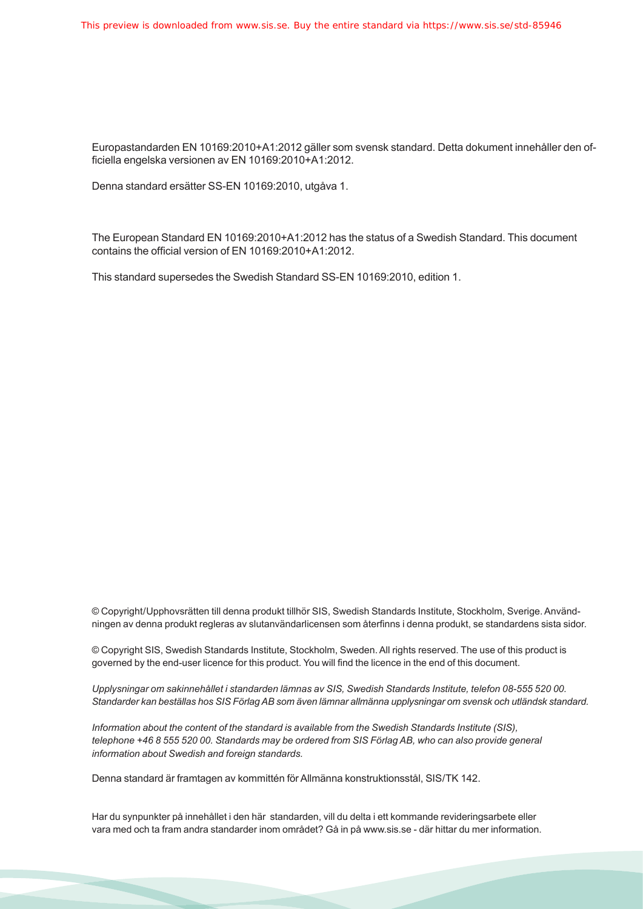Europastandarden EN 10169:2010+A1:2012 gäller som svensk standard. Detta dokument innehåller den officiella engelska versionen av EN 10169:2010+A1:2012.

Denna standard ersätter SS-EN 10169:2010, utgåva 1.

The European Standard EN 10169:2010+A1:2012 has the status of a Swedish Standard. This document contains the official version of EN 10169:2010+A1:2012.

This standard supersedes the Swedish Standard SS-EN 10169:2010, edition 1.

© Copyright/Upphovsrätten till denna produkt tillhör SIS, Swedish Standards Institute, Stockholm, Sverige. Användningen av denna produkt regleras av slutanvändarlicensen som återfinns i denna produkt, se standardens sista sidor.

© Copyright SIS, Swedish Standards Institute, Stockholm, Sweden. All rights reserved. The use of this product is governed by the end-user licence for this product. You will find the licence in the end of this document.

*Upplysningar om sakinnehållet i standarden lämnas av SIS, Swedish Standards Institute, telefon 08-555 520 00. Standarder kan beställas hos SIS Förlag AB som även lämnar allmänna upplysningar om svensk och utländsk standard.*

*Information about the content of the standard is available from the Swedish Standards Institute (SIS), telephone +46 8 555 520 00. Standards may be ordered from SIS Förlag AB, who can also provide general information about Swedish and foreign standards.*

Denna standard är framtagen av kommittén för Allmänna konstruktionsstål, SIS/TK 142.

Har du synpunkter på innehållet i den här standarden, vill du delta i ett kommande revideringsarbete eller vara med och ta fram andra standarder inom området? Gå in på www.sis.se - där hittar du mer information.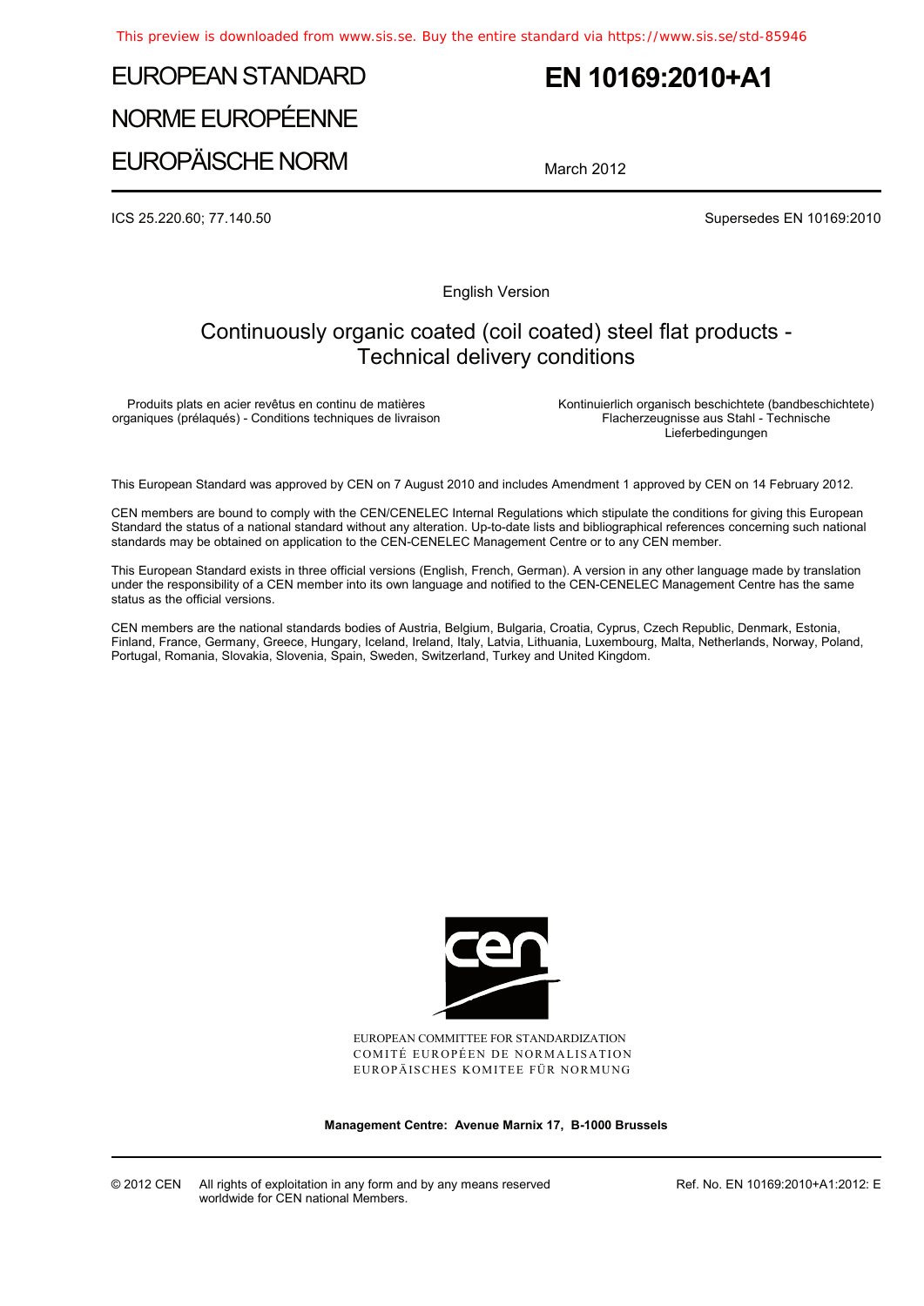# EUROPEAN STANDARD

# NORME EUROPÉENNE

# EUROPÄISCHE NORM

**EN 10169:2010+A1**

March 2012

ICS 25.220.60; 77.140.50

Supersedes EN 10169:2010

English Version

## Continuously organic coated (coil coated) steel flat products - Technical delivery conditions

Produits plats en acier revêtus en continu de matières organiques (prélaqués) - Conditions techniques de livraison

Kontinuierlich organisch beschichtete (bandbeschichtete) Flacherzeugnisse aus Stahl - Technische Lieferbedingungen

This European Standard was approved by CEN on 7 August 2010 and includes Amendment 1 approved by CEN on 14 February 2012.

CEN members are bound to comply with the CEN/CENELEC Internal Regulations which stipulate the conditions for giving this European Standard the status of a national standard without any alteration. Up-to-date lists and bibliographical references concerning such national standards may be obtained on application to the CEN-CENELEC Management Centre or to any CEN member.

This European Standard exists in three official versions (English, French, German). A version in any other language made by translation under the responsibility of a CEN member into its own language and notified to the CEN-CENELEC Management Centre has the same status as the official versions.

CEN members are the national standards bodies of Austria, Belgium, Bulgaria, Croatia, Cyprus, Czech Republic, Denmark, Estonia, Finland, France, Germany, Greece, Hungary, Iceland, Ireland, Italy, Latvia, Lithuania, Luxembourg, Malta, Netherlands, Norway, Poland, Portugal, Romania, Slovakia, Slovenia, Spain, Sweden, Switzerland, Turkey and United Kingdom.

EUROPEAN COMMITTEE FOR STANDARDIZATION
COMITÉ EUROPÉEN DE NORMALISATION
EUROPÄISCHES KOMITEE FÜR NORMUNG

**Management Centre: Avenue Marnix 17, B-1000 Brussels**

© 2012 CEN All rights of exploitation in any form and by any means reserved worldwide for CEN national Members.

Ref. No. EN 10169:2010+A1:2012: E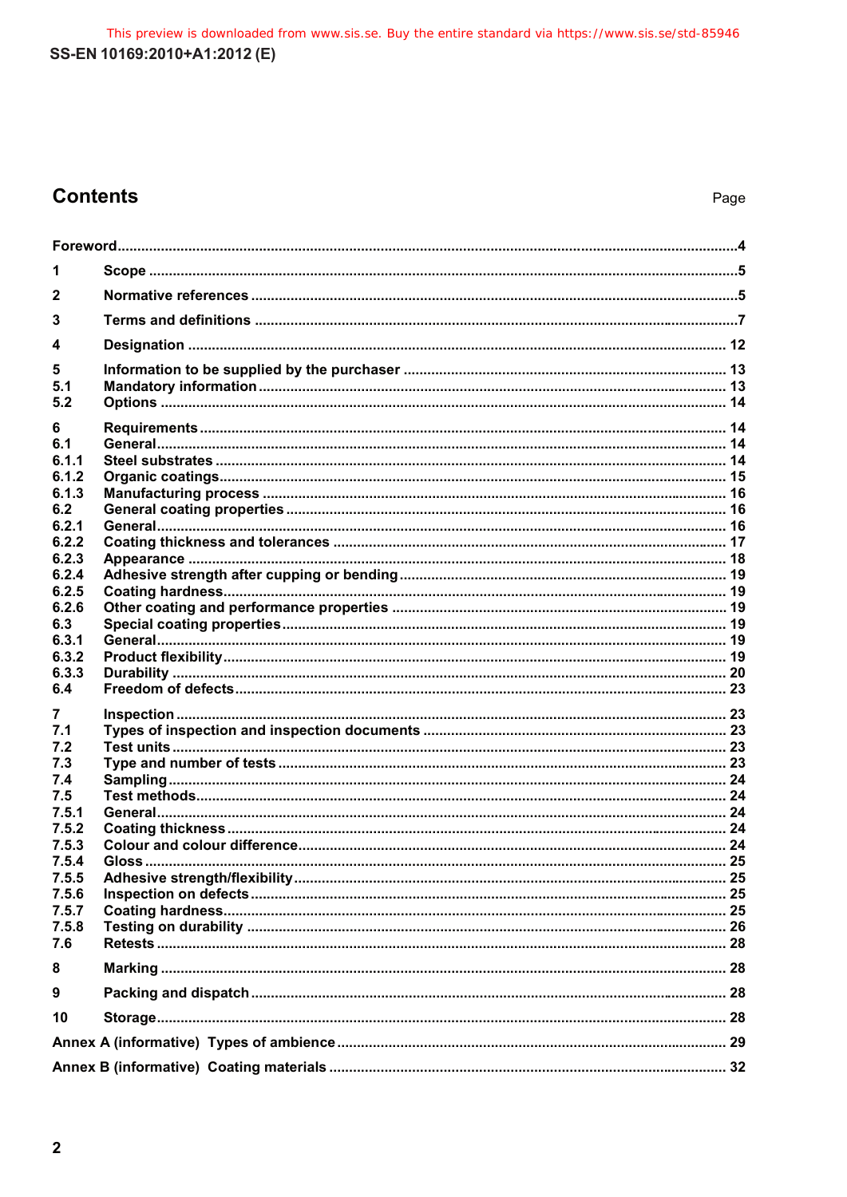## Contents

Page

Foreword .....4

1 Scope .....5

2 Normative references .....5

3 Terms and definitions .....7

4 Designation .....12

5 Information to be supplied by the purchaser .....13
5.1 Mandatory information .....13
5.2 Options .....14

6 Requirements .....14
6.1 General .....14
6.1.1 Steel substrates .....14
6.1.2 Organic coatings .....15
6.1.3 Manufacturing process .....16
6.2 General coating properties .....16
6.2.1 General .....16
6.2.2 Coating thickness and tolerances .....17
6.2.3 Appearance .....18
6.2.4 Adhesive strength after cupping or bending .....19
6.2.5 Coating hardness .....19
6.2.6 Other coating and performance properties .....19
6.3 Special coating properties .....19
6.3.1 General .....19
6.3.2 Product flexibility .....19
6.3.3 Durability .....20
6.4 Freedom of defects .....23

7 Inspection .....23
7.1 Types of inspection and inspection documents .....23
7.2 Test units .....23
7.3 Type and number of tests .....23
7.4 Sampling .....24
7.5 Test methods .....24
7.5.1 General .....24
7.5.2 Coating thickness .....24
7.5.3 Colour and colour difference .....24
7.5.4 Gloss .....25
7.5.5 Adhesive strength/flexibility .....25
7.5.6 Inspection on defects .....25
7.5.7 Coating hardness .....25
7.5.8 Testing on durability .....26
7.6 Retests .....28

8 Marking .....28

9 Packing and dispatch .....28

10 Storage .....28

Annex A (informative) Types of ambience .....29

Annex B (informative) Coating materials .....32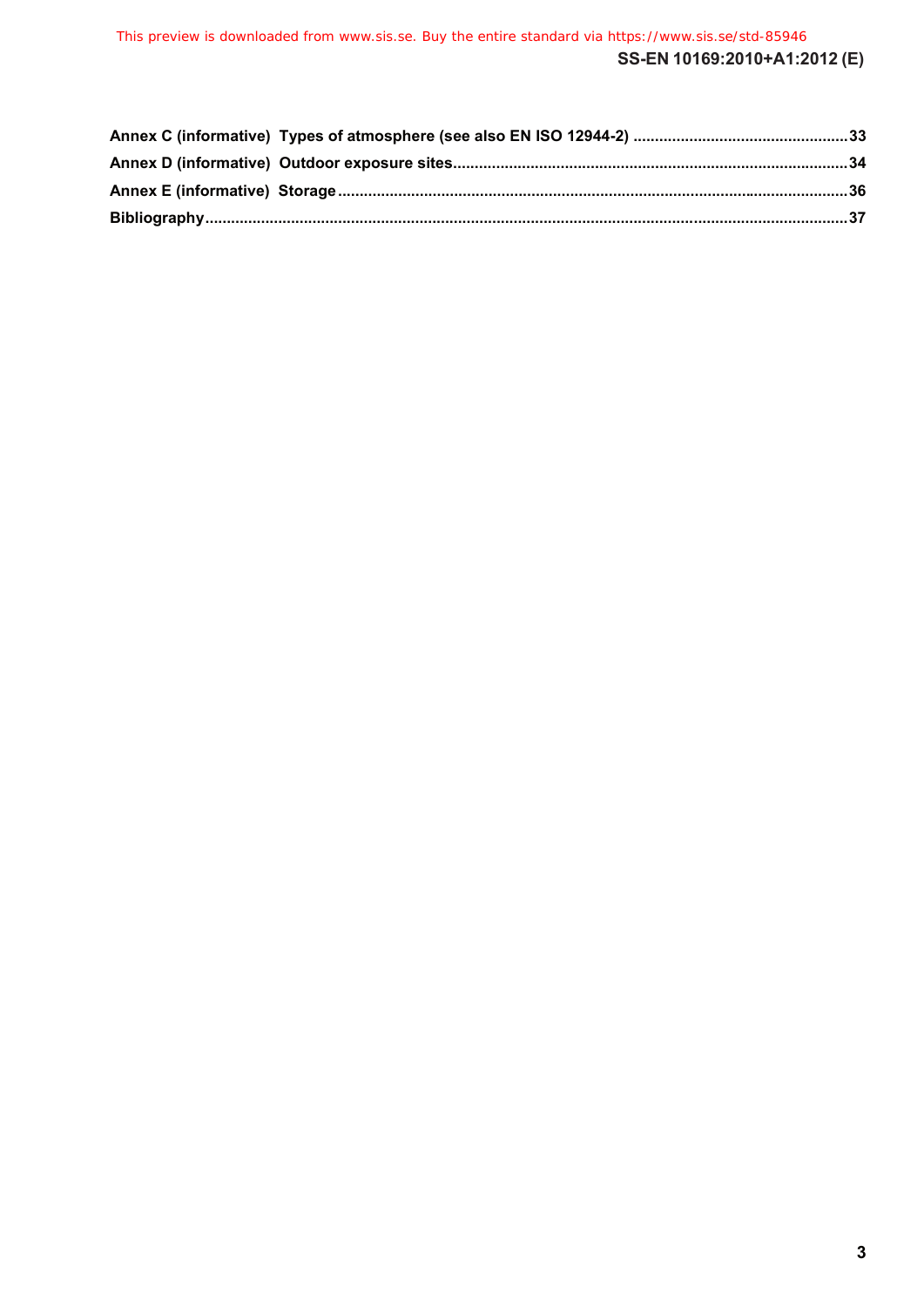**Annex C (informative) Types of atmosphere (see also EN ISO 12944-2)** ..................................................33

**Annex D (informative) Outdoor exposure sites**...........................................................................................34

**Annex E (informative) Storage**.......................................................................................................................36

**Bibliography**......................................................................................................................................................37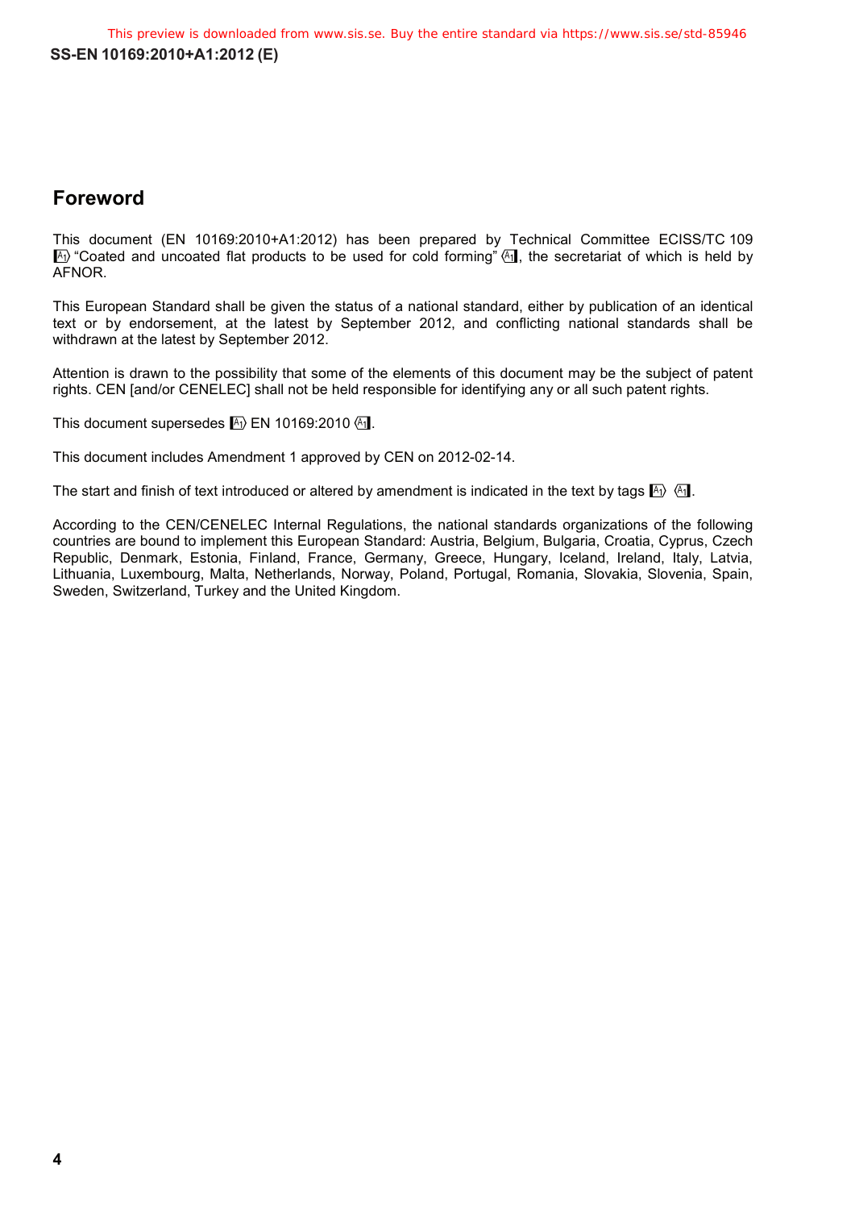# Foreword

This document (EN 10169:2010+A1:2012) has been prepared by Technical Committee ECISS/TC 109 [A1⟩ "Coated and uncoated flat products to be used for cold forming" ⟨A1], the secretariat of which is held by AFNOR.

This European Standard shall be given the status of a national standard, either by publication of an identical text or by endorsement, at the latest by September 2012, and conflicting national standards shall be withdrawn at the latest by September 2012.

Attention is drawn to the possibility that some of the elements of this document may be the subject of patent rights. CEN [and/or CENELEC] shall not be held responsible for identifying any or all such patent rights.

This document supersedes [A1⟩ EN 10169:2010 ⟨A1].

This document includes Amendment 1 approved by CEN on 2012-02-14.

The start and finish of text introduced or altered by amendment is indicated in the text by tags [A1⟩ ⟨A1].

According to the CEN/CENELEC Internal Regulations, the national standards organizations of the following countries are bound to implement this European Standard: Austria, Belgium, Bulgaria, Croatia, Cyprus, Czech Republic, Denmark, Estonia, Finland, France, Germany, Greece, Hungary, Iceland, Ireland, Italy, Latvia, Lithuania, Luxembourg, Malta, Netherlands, Norway, Poland, Portugal, Romania, Slovakia, Slovenia, Spain, Sweden, Switzerland, Turkey and the United Kingdom.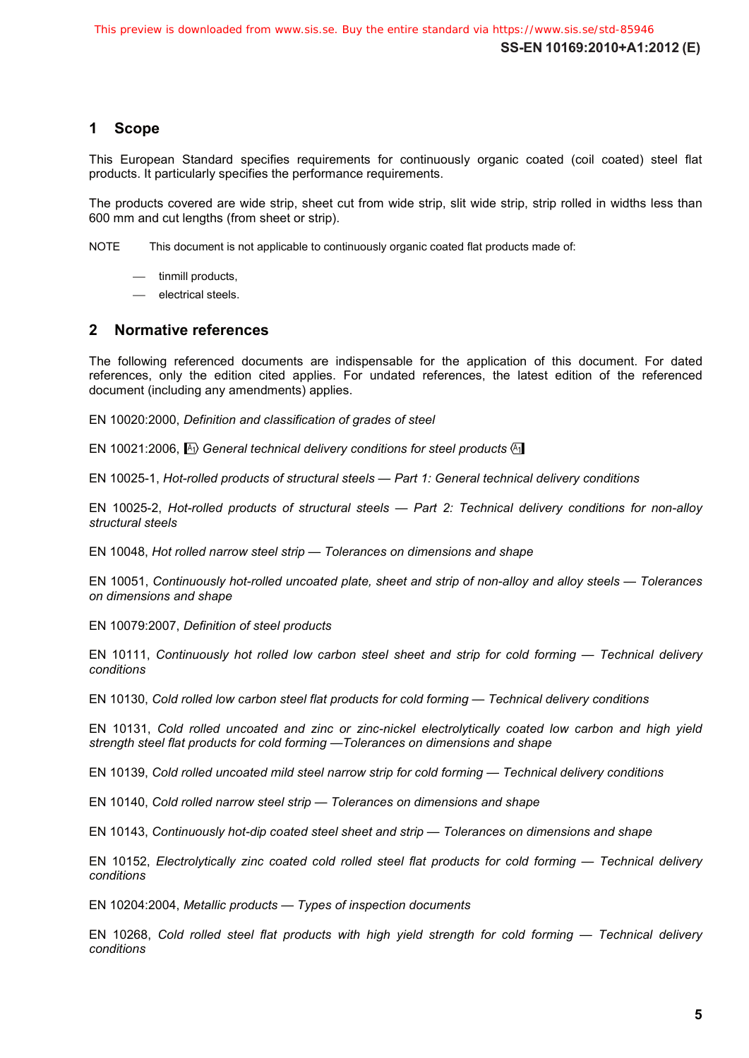## 1 Scope

This European Standard specifies requirements for continuously organic coated (coil coated) steel flat products. It particularly specifies the performance requirements.

The products covered are wide strip, sheet cut from wide strip, slit wide strip, strip rolled in widths less than 600 mm and cut lengths (from sheet or strip).

NOTE This document is not applicable to continuously organic coated flat products made of:

- tinmill products,
- electrical steels.

## 2 Normative references

The following referenced documents are indispensable for the application of this document. For dated references, only the edition cited applies. For undated references, the latest edition of the referenced document (including any amendments) applies.

EN 10020:2000, *Definition and classification of grades of steel*

EN 10021:2006, A1) *General technical delivery conditions for steel products* (A1

EN 10025-1, *Hot-rolled products of structural steels — Part 1: General technical delivery conditions*

EN 10025-2, *Hot-rolled products of structural steels — Part 2: Technical delivery conditions for non-alloy structural steels*

EN 10048, *Hot rolled narrow steel strip — Tolerances on dimensions and shape*

EN 10051, *Continuously hot-rolled uncoated plate, sheet and strip of non-alloy and alloy steels — Tolerances on dimensions and shape*

EN 10079:2007, *Definition of steel products*

EN 10111, *Continuously hot rolled low carbon steel sheet and strip for cold forming — Technical delivery conditions*

EN 10130, *Cold rolled low carbon steel flat products for cold forming — Technical delivery conditions*

EN 10131, *Cold rolled uncoated and zinc or zinc-nickel electrolytically coated low carbon and high yield strength steel flat products for cold forming —Tolerances on dimensions and shape*

EN 10139, *Cold rolled uncoated mild steel narrow strip for cold forming — Technical delivery conditions*

EN 10140, *Cold rolled narrow steel strip — Tolerances on dimensions and shape*

EN 10143, *Continuously hot-dip coated steel sheet and strip — Tolerances on dimensions and shape*

EN 10152, *Electrolytically zinc coated cold rolled steel flat products for cold forming — Technical delivery conditions*

EN 10204:2004, *Metallic products — Types of inspection documents*

EN 10268, *Cold rolled steel flat products with high yield strength for cold forming — Technical delivery conditions*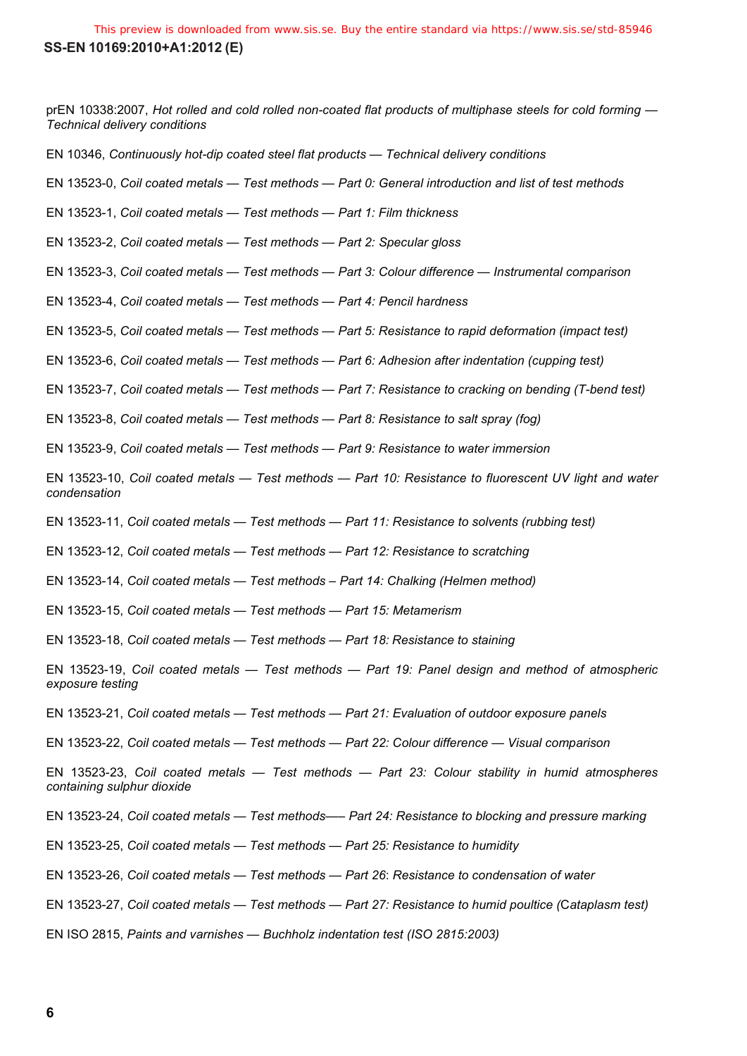prEN 10338:2007, *Hot rolled and cold rolled non-coated flat products of multiphase steels for cold forming — Technical delivery conditions*

EN 10346, *Continuously hot-dip coated steel flat products — Technical delivery conditions*

EN 13523-0, *Coil coated metals — Test methods — Part 0: General introduction and list of test methods*

EN 13523-1, *Coil coated metals — Test methods — Part 1: Film thickness*

EN 13523-2, *Coil coated metals — Test methods — Part 2: Specular gloss*

EN 13523-3, *Coil coated metals — Test methods — Part 3: Colour difference — Instrumental comparison*

EN 13523-4, *Coil coated metals — Test methods — Part 4: Pencil hardness*

EN 13523-5, *Coil coated metals — Test methods — Part 5: Resistance to rapid deformation (impact test)*

EN 13523-6, *Coil coated metals — Test methods — Part 6: Adhesion after indentation (cupping test)*

EN 13523-7, *Coil coated metals — Test methods — Part 7: Resistance to cracking on bending (T-bend test)*

EN 13523-8, *Coil coated metals — Test methods — Part 8: Resistance to salt spray (fog)*

EN 13523-9, *Coil coated metals — Test methods — Part 9: Resistance to water immersion*

EN 13523-10, *Coil coated metals — Test methods — Part 10: Resistance to fluorescent UV light and water condensation*

EN 13523-11, *Coil coated metals — Test methods — Part 11: Resistance to solvents (rubbing test)*

EN 13523-12, *Coil coated metals — Test methods — Part 12: Resistance to scratching*

EN 13523-14, *Coil coated metals — Test methods – Part 14: Chalking (Helmen method)*

EN 13523-15, *Coil coated metals — Test methods — Part 15: Metamerism*

EN 13523-18, *Coil coated metals — Test methods — Part 18: Resistance to staining*

EN 13523-19, *Coil coated metals — Test methods — Part 19: Panel design and method of atmospheric exposure testing*

EN 13523-21, *Coil coated metals — Test methods — Part 21: Evaluation of outdoor exposure panels*

EN 13523-22, *Coil coated metals — Test methods — Part 22: Colour difference — Visual comparison*

EN 13523-23, *Coil coated metals — Test methods — Part 23: Colour stability in humid atmospheres containing sulphur dioxide*

EN 13523-24, *Coil coated metals — Test methods—– Part 24: Resistance to blocking and pressure marking*

EN 13523-25, *Coil coated metals — Test methods — Part 25: Resistance to humidity*

EN 13523-26, *Coil coated metals — Test methods — Part 26: Resistance to condensation of water*

EN 13523-27, *Coil coated metals — Test methods — Part 27: Resistance to humid poultice (Cataplasm test)*

EN ISO 2815, *Paints and varnishes — Buchholz indentation test (ISO 2815:2003)*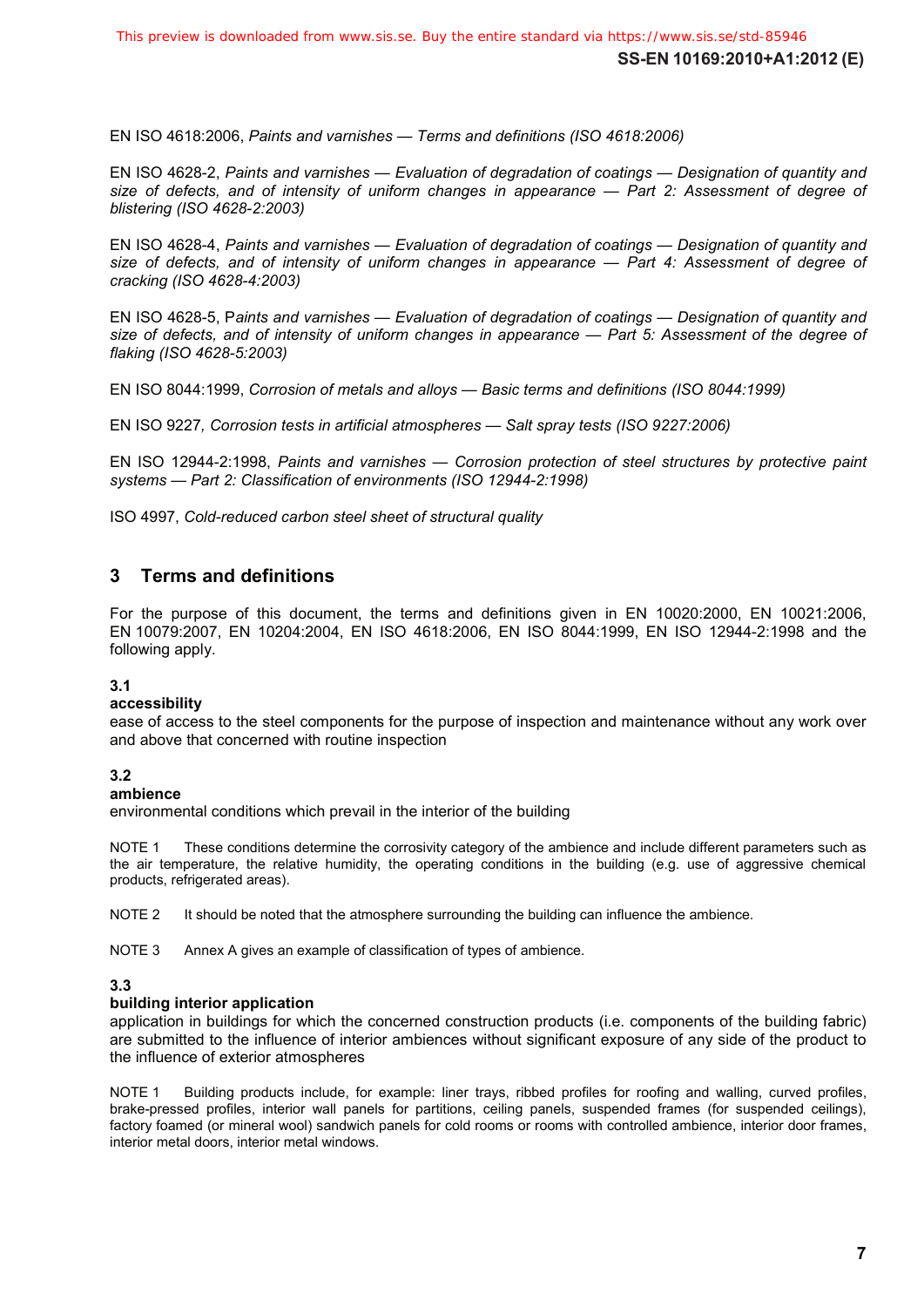EN ISO 4618:2006, *Paints and varnishes — Terms and definitions (ISO 4618:2006)*

EN ISO 4628-2, *Paints and varnishes — Evaluation of degradation of coatings — Designation of quantity and size of defects, and of intensity of uniform changes in appearance — Part 2: Assessment of degree of blistering (ISO 4628-2:2003)*

EN ISO 4628-4, *Paints and varnishes — Evaluation of degradation of coatings — Designation of quantity and size of defects, and of intensity of uniform changes in appearance — Part 4: Assessment of degree of cracking (ISO 4628-4:2003)*

EN ISO 4628-5, P*aints and varnishes — Evaluation of degradation of coatings — Designation of quantity and size of defects, and of intensity of uniform changes in appearance — Part 5: Assessment of the degree of flaking (ISO 4628-5:2003)*

EN ISO 8044:1999, *Corrosion of metals and alloys — Basic terms and definitions (ISO 8044:1999)*

EN ISO 9227*, Corrosion tests in artificial atmospheres — Salt spray tests (ISO 9227:2006)*

EN ISO 12944-2:1998, *Paints and varnishes — Corrosion protection of steel structures by protective paint systems — Part 2: Classification of environments (ISO 12944-2:1998)*

ISO 4997, *Cold-reduced carbon steel sheet of structural quality*

## 3 Terms and definitions

For the purpose of this document, the terms and definitions given in EN 10020:2000, EN 10021:2006, EN 10079:2007, EN 10204:2004, EN ISO 4618:2006, EN ISO 8044:1999, EN ISO 12944-2:1998 and the following apply.

**3.1**
**accessibility**
ease of access to the steel components for the purpose of inspection and maintenance without any work over and above that concerned with routine inspection

**3.2**
**ambience**
environmental conditions which prevail in the interior of the building

NOTE 1 These conditions determine the corrosivity category of the ambience and include different parameters such as the air temperature, the relative humidity, the operating conditions in the building (e.g. use of aggressive chemical products, refrigerated areas).

NOTE 2 It should be noted that the atmosphere surrounding the building can influence the ambience.

NOTE 3 Annex A gives an example of classification of types of ambience.

**3.3**
**building interior application**
application in buildings for which the concerned construction products (i.e. components of the building fabric) are submitted to the influence of interior ambiences without significant exposure of any side of the product to the influence of exterior atmospheres

NOTE 1 Building products include, for example: liner trays, ribbed profiles for roofing and walling, curved profiles, brake-pressed profiles, interior wall panels for partitions, ceiling panels, suspended frames (for suspended ceilings), factory foamed (or mineral wool) sandwich panels for cold rooms or rooms with controlled ambience, interior door frames, interior metal doors, interior metal windows.